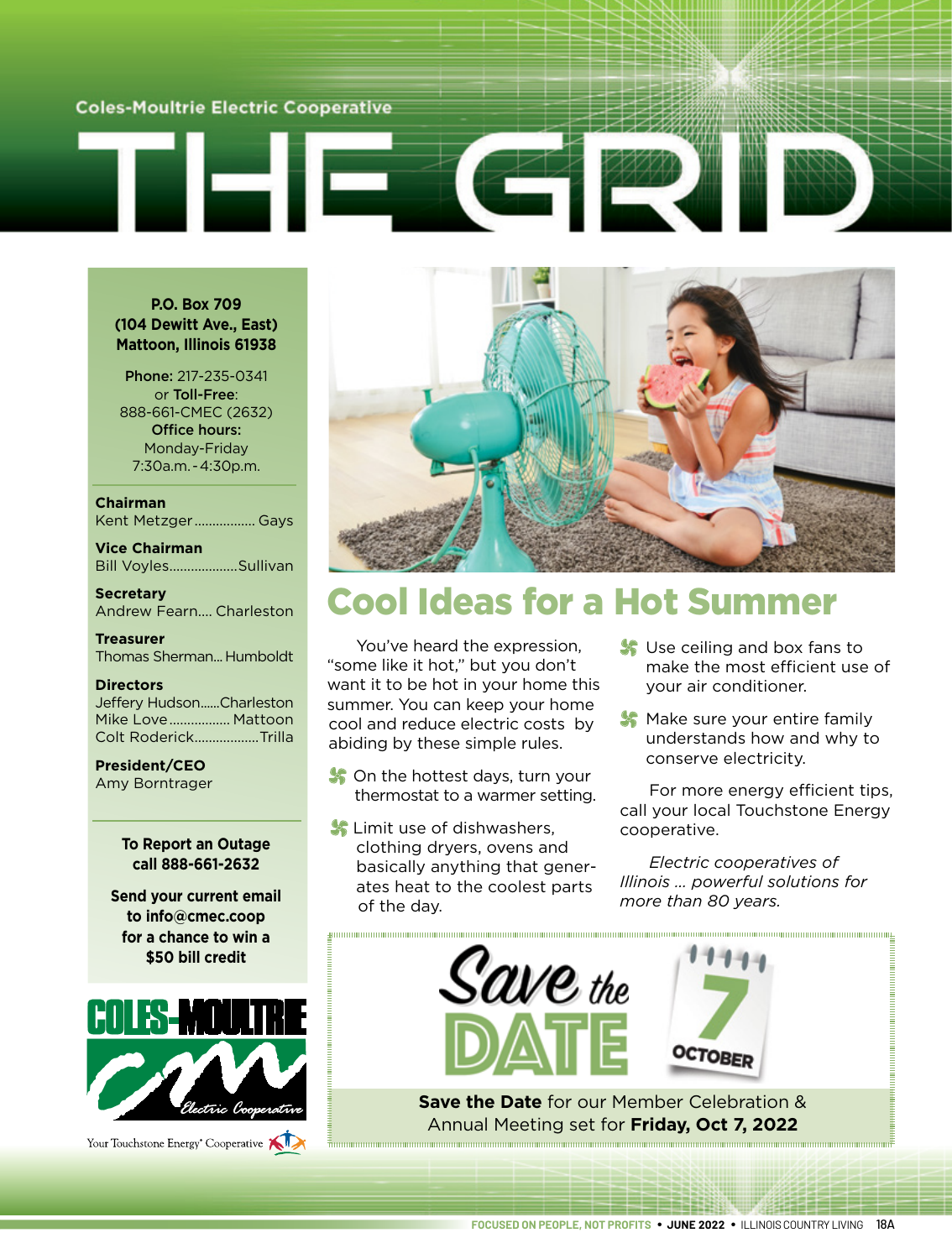Coles-Moultrie Electric Cooperative

# THE GRID

**P.O. Box 709**
**(104 Dewitt Ave., East)**
**Mattoon, Illinois 61938**

**Phone:** 217-235-0341
or **Toll-Free**:
888-661-CMEC (2632)
**Office hours:**
Monday-Friday
7:30a.m.-4:30p.m.

**Chairman**
Kent Metzger................. Gays

**Vice Chairman**
Bill Voyles...................Sullivan

**Secretary**
Andrew Fearn.... Charleston

**Treasurer**
Thomas Sherman... Humboldt

**Directors**
Jeffery Hudson......Charleston
Mike Love................. Mattoon
Colt Roderick..................Trilla

**President/CEO**
Amy Borntrager

**To Report an Outage call 888-661-2632**

**Send your current email to info@cmec.coop for a chance to win a $50 bill credit**

COLES-MOULTRIE Electric Cooperative

Your Touchstone Energy® Cooperative

## Cool Ideas for a Hot Summer

You've heard the expression, "some like it hot," but you don't want it to be hot in your home this summer. You can keep your home cool and reduce electric costs by abiding by these simple rules.

- On the hottest days, turn your thermostat to a warmer setting.
- Limit use of dishwashers, clothing dryers, ovens and basically anything that generates heat to the coolest parts of the day.
- Use ceiling and box fans to make the most efficient use of your air conditioner.
- Make sure your entire family understands how and why to conserve electricity.

For more energy efficient tips, call your local Touchstone Energy cooperative.

*Electric cooperatives of Illinois ... powerful solutions for more than 80 years.*

## Save the DATE

7 OCTOBER

**Save the Date** for our Member Celebration & Annual Meeting set for **Friday, Oct 7, 2022**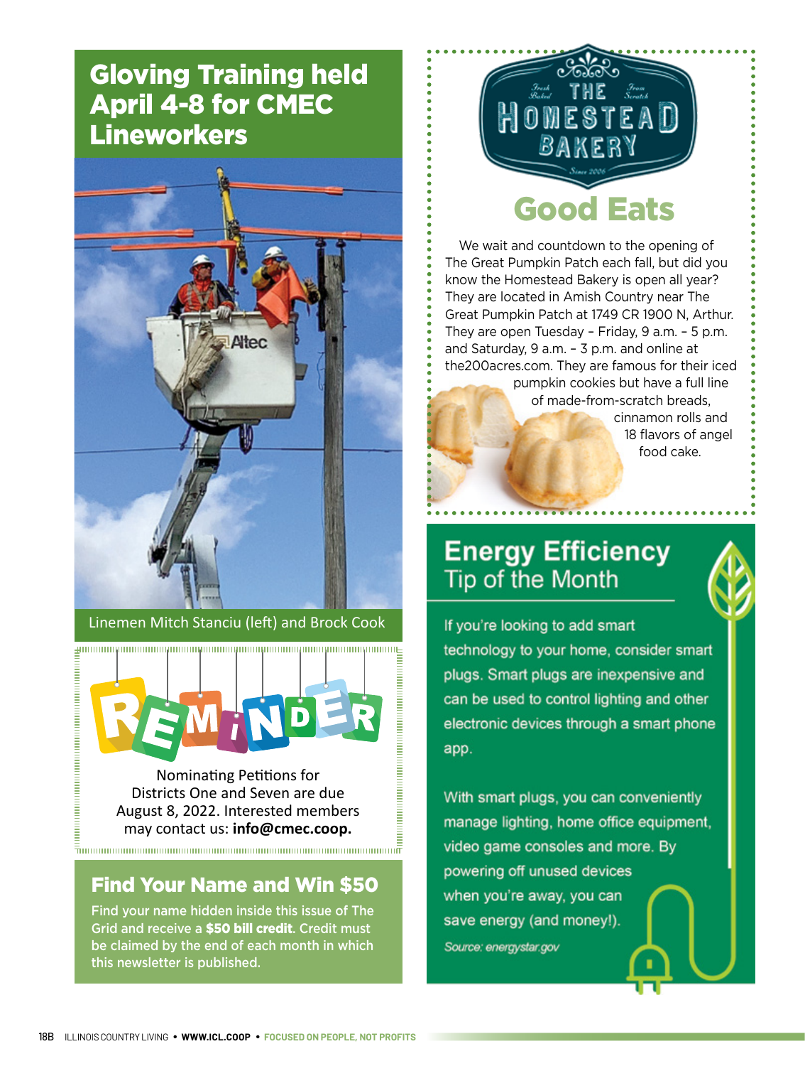## Gloving Training held April 4-8 for CMEC Lineworkers

Linemen Mitch Stanciu (left) and Brock Cook

## REMINDER

Nominating Petitions for Districts One and Seven are due August 8, 2022. Interested members may contact us: **info@cmec.coop.**

## Find Your Name and Win $50

Find your name hidden inside this issue of The Grid and receive a **$50 bill credit**. Credit must be claimed by the end of each month in which this newsletter is published.

## The Homestead Bakery

## Good Eats

We wait and countdown to the opening of The Great Pumpkin Patch each fall, but did you know the Homestead Bakery is open all year? They are located in Amish Country near The Great Pumpkin Patch at 1749 CR 1900 N, Arthur. They are open Tuesday – Friday, 9 a.m. – 5 p.m. and Saturday, 9 a.m. – 3 p.m. and online at the200acres.com. They are famous for their iced pumpkin cookies but have a full line of made-from-scratch breads, cinnamon rolls and 18 flavors of angel food cake.

## Energy Efficiency Tip of the Month

If you're looking to add smart technology to your home, consider smart plugs. Smart plugs are inexpensive and can be used to control lighting and other electronic devices through a smart phone app.

With smart plugs, you can conveniently manage lighting, home office equipment, video game consoles and more. By powering off unused devices when you're away, you can save energy (and money!).

*Source: energystar.gov*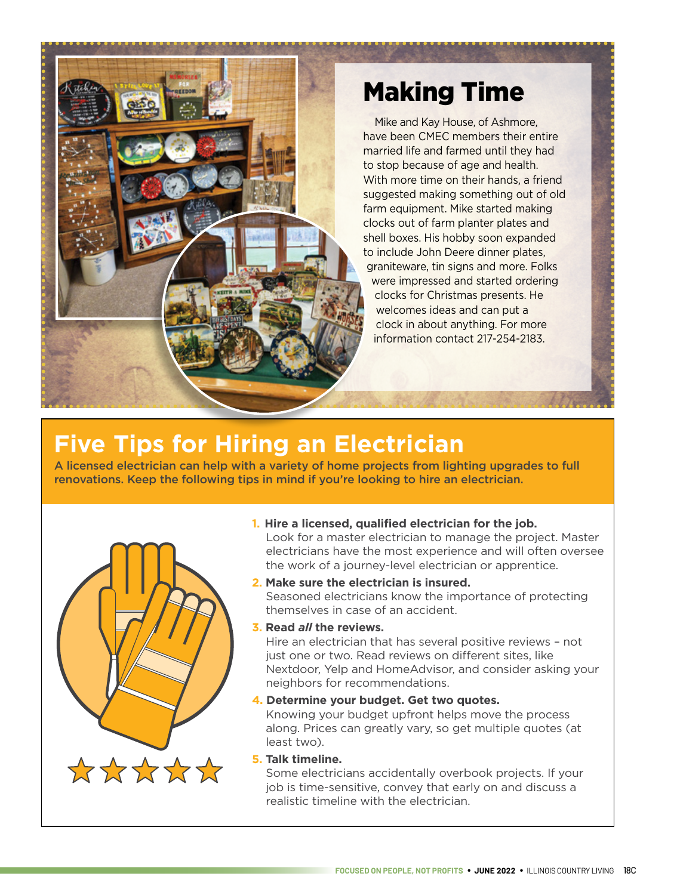## Making Time

Mike and Kay House, of Ashmore, have been CMEC members their entire married life and farmed until they had to stop because of age and health. With more time on their hands, a friend suggested making something out of old farm equipment. Mike started making clocks out of farm planter plates and shell boxes. His hobby soon expanded to include John Deere dinner plates, graniteware, tin signs and more. Folks were impressed and started ordering clocks for Christmas presents. He welcomes ideas and can put a clock in about anything. For more information contact 217-254-2183.

## Five Tips for Hiring an Electrician

**A licensed electrician can help with a variety of home projects from lighting upgrades to full renovations. Keep the following tips in mind if you're looking to hire an electrician.**

1. **Hire a licensed, qualified electrician for the job.**
   Look for a master electrician to manage the project. Master electricians have the most experience and will often oversee the work of a journey-level electrician or apprentice.
2. **Make sure the electrician is insured.**
   Seasoned electricians know the importance of protecting themselves in case of an accident.
3. **Read *all* the reviews.**
   Hire an electrician that has several positive reviews – not just one or two. Read reviews on different sites, like Nextdoor, Yelp and HomeAdvisor, and consider asking your neighbors for recommendations.
4. **Determine your budget. Get two quotes.**
   Knowing your budget upfront helps move the process along. Prices can greatly vary, so get multiple quotes (at least two).
5. **Talk timeline.**
   Some electricians accidentally overbook projects. If your job is time-sensitive, convey that early on and discuss a realistic timeline with the electrician.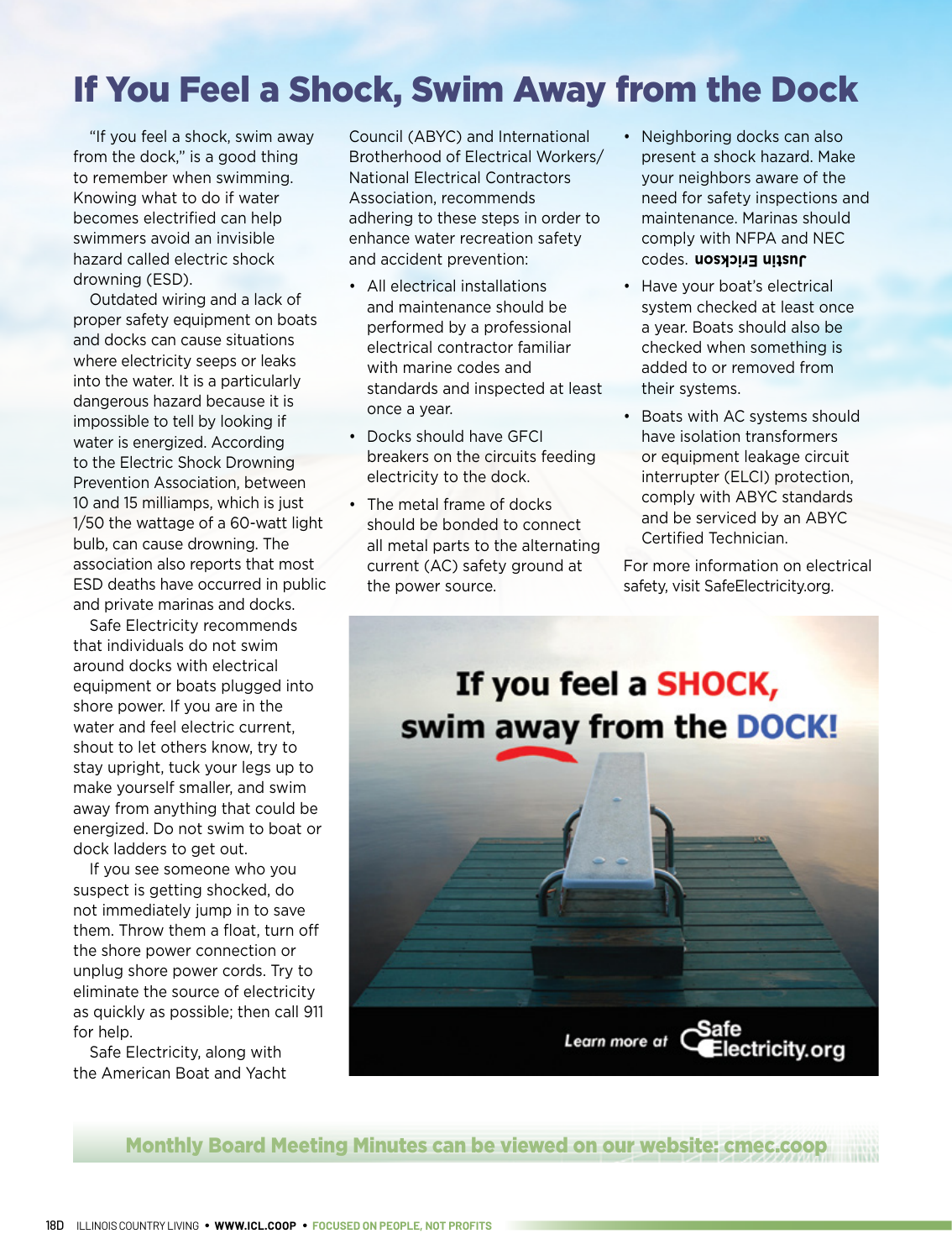# If You Feel a Shock, Swim Away from the Dock

"If you feel a shock, swim away from the dock," is a good thing to remember when swimming. Knowing what to do if water becomes electrified can help swimmers avoid an invisible hazard called electric shock drowning (ESD).

Outdated wiring and a lack of proper safety equipment on boats and docks can cause situations where electricity seeps or leaks into the water. It is a particularly dangerous hazard because it is impossible to tell by looking if water is energized. According to the Electric Shock Drowning Prevention Association, between 10 and 15 milliamps, which is just 1/50 the wattage of a 60-watt light bulb, can cause drowning. The association also reports that most ESD deaths have occurred in public and private marinas and docks.

Safe Electricity recommends that individuals do not swim around docks with electrical equipment or boats plugged into shore power. If you are in the water and feel electric current, shout to let others know, try to stay upright, tuck your legs up to make yourself smaller, and swim away from anything that could be energized. Do not swim to boat or dock ladders to get out.

If you see someone who you suspect is getting shocked, do not immediately jump in to save them. Throw them a float, turn off the shore power connection or unplug shore power cords. Try to eliminate the source of electricity as quickly as possible; then call 911 for help.

Safe Electricity, along with the American Boat and Yacht Council (ABYC) and International Brotherhood of Electrical Workers/ National Electrical Contractors Association, recommends adhering to these steps in order to enhance water recreation safety and accident prevention:

- All electrical installations and maintenance should be performed by a professional electrical contractor familiar with marine codes and standards and inspected at least once a year.
- Docks should have GFCI breakers on the circuits feeding electricity to the dock.
- The metal frame of docks should be bonded to connect all metal parts to the alternating current (AC) safety ground at the power source.
- Neighboring docks can also present a shock hazard. Make your neighbors aware of the need for safety inspections and maintenance. Marinas should comply with NFPA and NEC codes.
- Have your boat's electrical system checked at least once a year. Boats should also be checked when something is added to or removed from their systems.
- Boats with AC systems should have isolation transformers or equipment leakage circuit interrupter (ELCI) protection, comply with ABYC standards and be serviced by an ABYC Certified Technician.

For more information on electrical safety, visit SafeElectricity.org.

If you feel a SHOCK, swim away from the DOCK!

Learn more at SafeElectricity.org

**Monthly Board Meeting Minutes can be viewed on our website: cmec.coop**